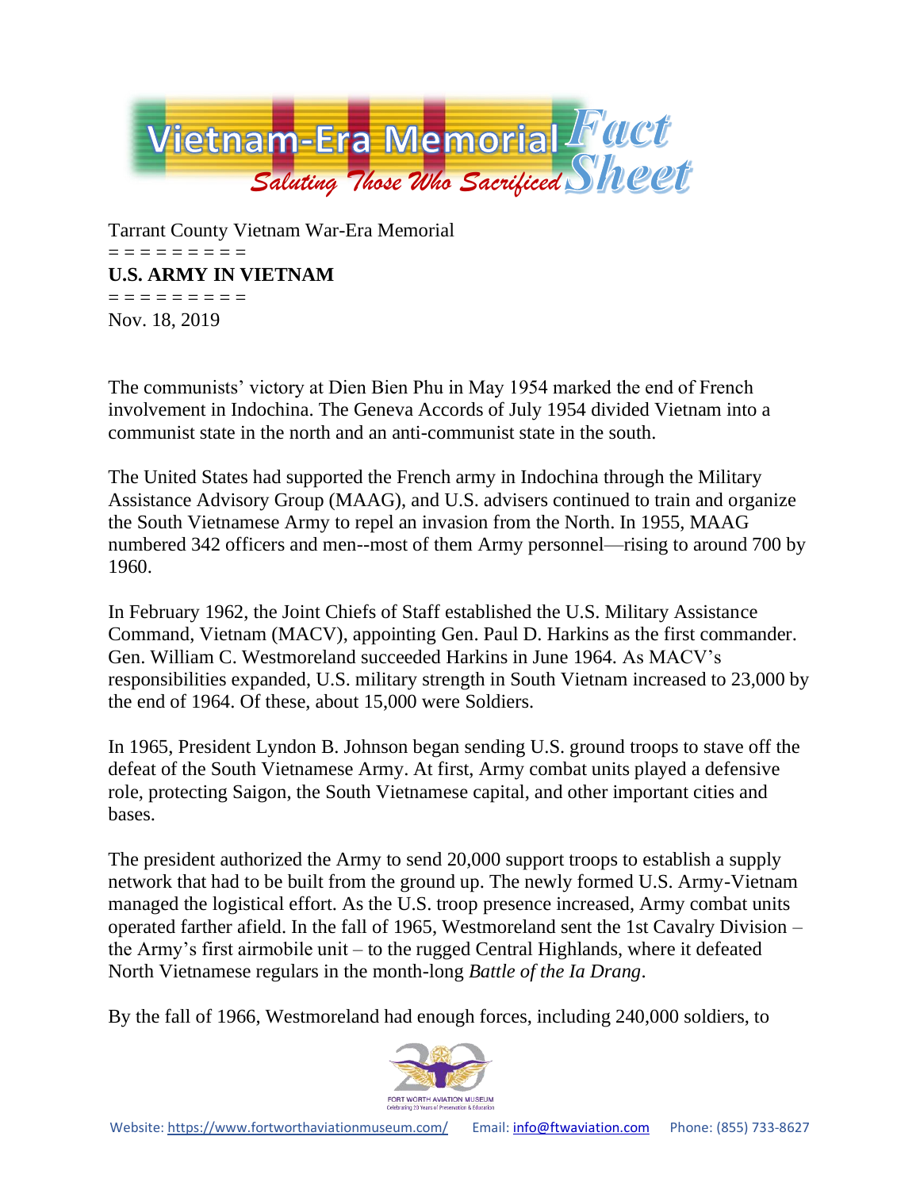# Vietnam-Era Memorial Fact Sheet

*Saluting Those Who Sacrificed*

Tarrant County Vietnam War-Era Memorial

= = = = = = = = =

**U.S. ARMY IN VIETNAM**

= = = = = = = = =

Nov. 18, 2019

The communists' victory at Dien Bien Phu in May 1954 marked the end of French involvement in Indochina. The Geneva Accords of July 1954 divided Vietnam into a communist state in the north and an anti-communist state in the south.

The United States had supported the French army in Indochina through the Military Assistance Advisory Group (MAAG), and U.S. advisers continued to train and organize the South Vietnamese Army to repel an invasion from the North. In 1955, MAAG numbered 342 officers and men--most of them Army personnel—rising to around 700 by 1960.

In February 1962, the Joint Chiefs of Staff established the U.S. Military Assistance Command, Vietnam (MACV), appointing Gen. Paul D. Harkins as the first commander. Gen. William C. Westmoreland succeeded Harkins in June 1964. As MACV's responsibilities expanded, U.S. military strength in South Vietnam increased to 23,000 by the end of 1964. Of these, about 15,000 were Soldiers.

In 1965, President Lyndon B. Johnson began sending U.S. ground troops to stave off the defeat of the South Vietnamese Army. At first, Army combat units played a defensive role, protecting Saigon, the South Vietnamese capital, and other important cities and bases.

The president authorized the Army to send 20,000 support troops to establish a supply network that had to be built from the ground up. The newly formed U.S. Army-Vietnam managed the logistical effort. As the U.S. troop presence increased, Army combat units operated farther afield. In the fall of 1965, Westmoreland sent the 1st Cavalry Division – the Army's first airmobile unit – to the rugged Central Highlands, where it defeated North Vietnamese regulars in the month-long *Battle of the Ia Drang*.

By the fall of 1966, Westmoreland had enough forces, including 240,000 soldiers, to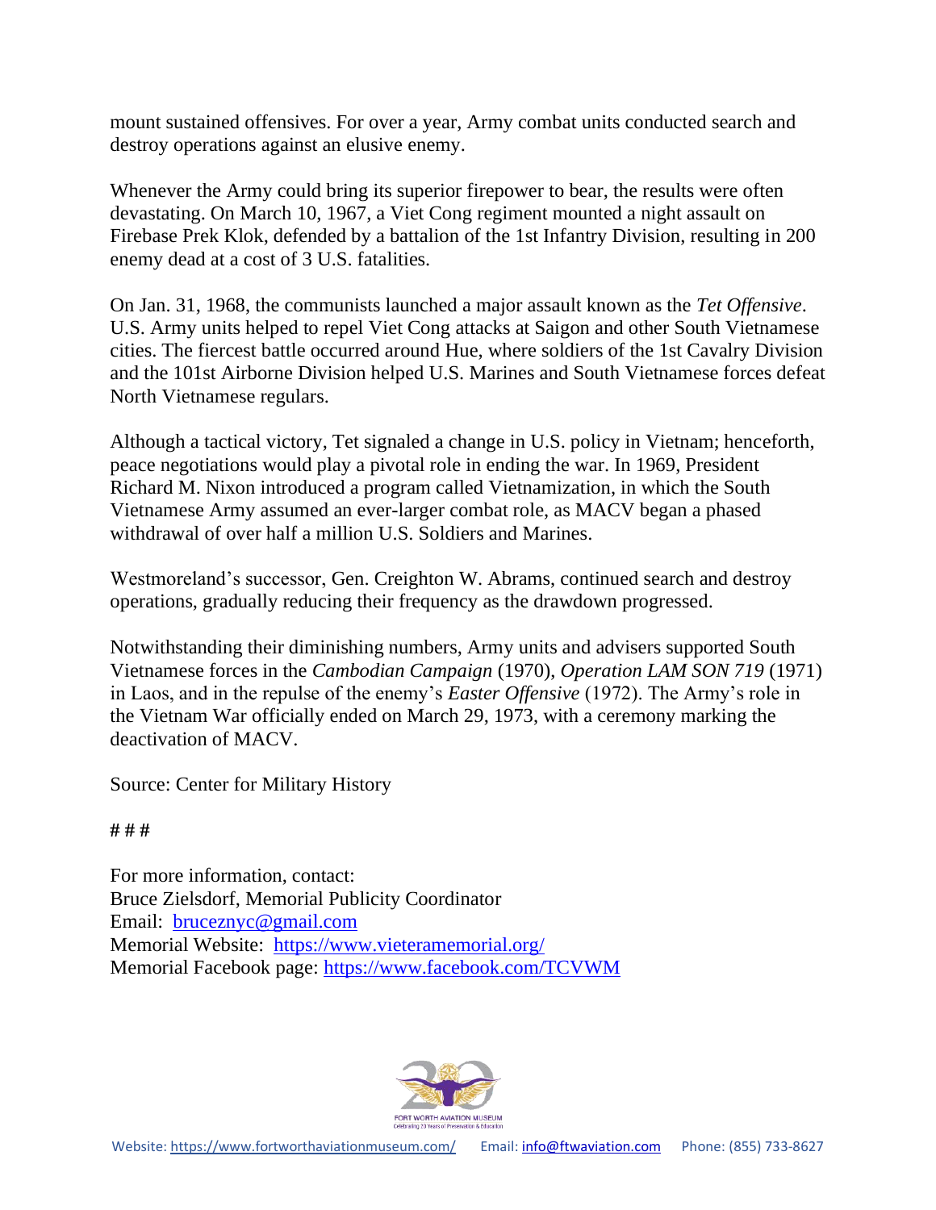mount sustained offensives. For over a year, Army combat units conducted search and destroy operations against an elusive enemy.

Whenever the Army could bring its superior firepower to bear, the results were often devastating. On March 10, 1967, a Viet Cong regiment mounted a night assault on Firebase Prek Klok, defended by a battalion of the 1st Infantry Division, resulting in 200 enemy dead at a cost of 3 U.S. fatalities.

On Jan. 31, 1968, the communists launched a major assault known as the *Tet Offensive*. U.S. Army units helped to repel Viet Cong attacks at Saigon and other South Vietnamese cities. The fiercest battle occurred around Hue, where soldiers of the 1st Cavalry Division and the 101st Airborne Division helped U.S. Marines and South Vietnamese forces defeat North Vietnamese regulars.

Although a tactical victory, Tet signaled a change in U.S. policy in Vietnam; henceforth, peace negotiations would play a pivotal role in ending the war. In 1969, President Richard M. Nixon introduced a program called Vietnamization, in which the South Vietnamese Army assumed an ever-larger combat role, as MACV began a phased withdrawal of over half a million U.S. Soldiers and Marines.

Westmoreland's successor, Gen. Creighton W. Abrams, continued search and destroy operations, gradually reducing their frequency as the drawdown progressed.

Notwithstanding their diminishing numbers, Army units and advisers supported South Vietnamese forces in the *Cambodian Campaign* (1970), *Operation LAM SON 719* (1971) in Laos, and in the repulse of the enemy's *Easter Offensive* (1972). The Army's role in the Vietnam War officially ended on March 29, 1973, with a ceremony marking the deactivation of MACV.

Source: Center for Military History

# # #

For more information, contact:
Bruce Zielsdorf, Memorial Publicity Coordinator
Email: bruceznyc@gmail.com
Memorial Website: https://www.vieteramemorial.org/
Memorial Facebook page: https://www.facebook.com/TCVWM

FORT WORTH AVIATION MUSEUM
Celebrating 20 Years of Preservation & Education

Website: https://www.fortworthaviationmuseum.com/ Email: info@ftwaviation.com Phone: (855) 733-8627